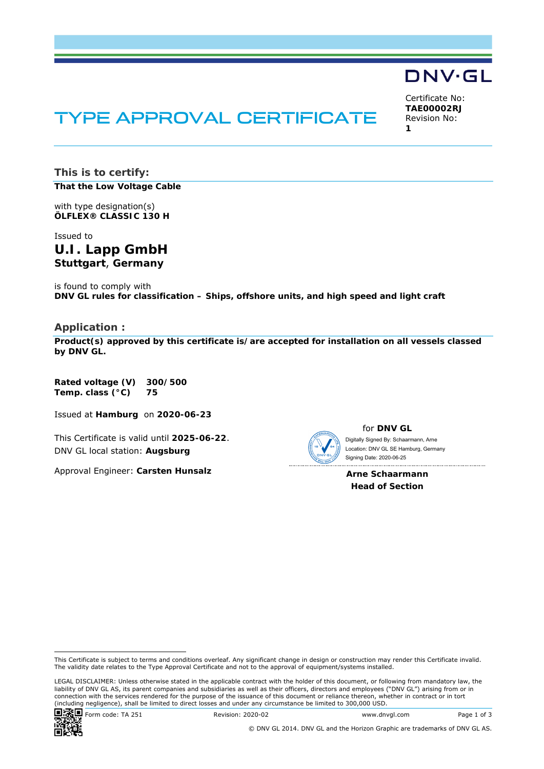DNV·GL

# TYPE APPROVAL CERTIFICATE

Certificate No:
**TAE00002RJ**
Revision No:
**1**

## This is to certify:

**That the Low Voltage Cable**

with type designation(s)
**ÖLFLEX® CLASSIC 130 H**

Issued to
**U.I. Lapp GmbH**
**Stuttgart, Germany**

is found to comply with
**DNV GL rules for classification – Ships, offshore units, and high speed and light craft**

## Application :

**Product(s) approved by this certificate is/are accepted for installation on all vessels classed by DNV GL.**

| | |
|---|---|
| **Rated voltage (V)** | **300/500** |
| **Temp. class (°C)** | **75** |

Issued at **Hamburg** on **2020-06-23**

This Certificate is valid until **2025-06-22**.
DNV GL local station: **Augsburg**

Approval Engineer: **Carsten Hunsalz**

for **DNV GL**

Digitally Signed By: Schaarmann, Arne
Location: DNV GL SE Hamburg, Germany
Signing Date: 2020-06-25

**Arne Schaarmann**
**Head of Section**

This Certificate is subject to terms and conditions overleaf. Any significant change in design or construction may render this Certificate invalid. The validity date relates to the Type Approval Certificate and not to the approval of equipment/systems installed.

LEGAL DISCLAIMER: Unless otherwise stated in the applicable contract with the holder of this document, or following from mandatory law, the liability of DNV GL AS, its parent companies and subsidiaries as well as their officers, directors and employees ("DNV GL") arising from or in connection with the services rendered for the purpose of the issuance of this document or reliance thereon, whether in contract or in tort (including negligence), shall be limited to direct losses and under any circumstance be limited to 300,000 USD.

Form code: TA 251 Revision: 2020-02 www.dnvgl.com

© DNV GL 2014. DNV GL and the Horizon Graphic are trademarks of DNV GL AS.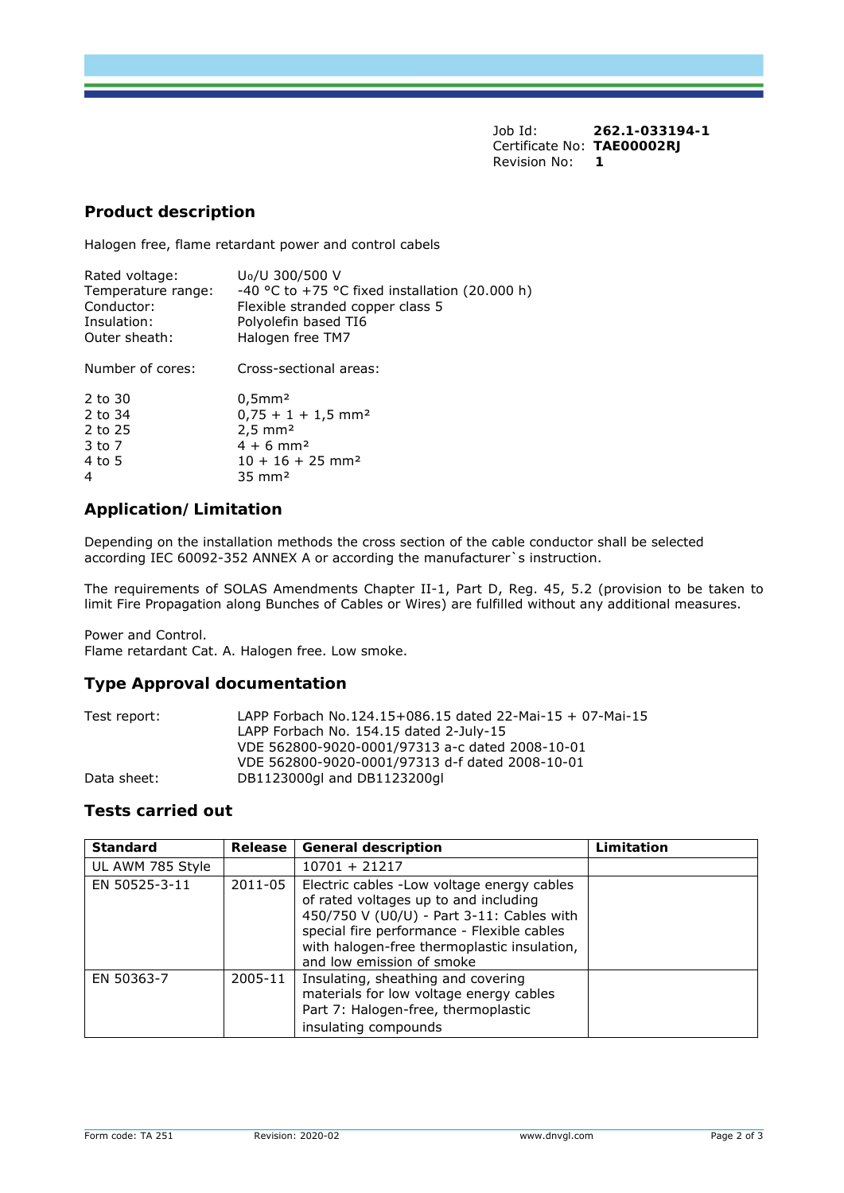Job Id: **262.1-033194-1**
Certificate No: **TAE00002RJ**
Revision No: **1**

## Product description

Halogen free, flame retardant power and control cabels

| | |
|---|---|
| Rated voltage: | $U_0/U$ 300/500 V |
| Temperature range: | -40 °C to +75 °C fixed installation (20.000 h) |
| Conductor: | Flexible stranded copper class 5 |
| Insulation: | Polyolefin based TI6 |
| Outer sheath: | Halogen free TM7 |

| Number of cores: | Cross-sectional areas: |
|---|---|
| 2 to 30 | 0,5mm² |
| 2 to 34 | 0,75 + 1 + 1,5 mm² |
| 2 to 25 | 2,5 mm² |
| 3 to 7 | 4 + 6 mm² |
| 4 to 5 | 10 + 16 + 25 mm² |
| 4 | 35 mm² |

## Application/ Limitation

Depending on the installation methods the cross section of the cable conductor shall be selected according IEC 60092-352 ANNEX A or according the manufacturer`s instruction.

The requirements of SOLAS Amendments Chapter II-1, Part D, Reg. 45, 5.2 (provision to be taken to limit Fire Propagation along Bunches of Cables or Wires) are fulfilled without any additional measures.

Power and Control.
Flame retardant Cat. A. Halogen free. Low smoke.

## Type Approval documentation

| | |
|---|---|
| Test report: | LAPP Forbach No.124.15+086.15 dated 22-Mai-15 + 07-Mai-15 |
| | LAPP Forbach No. 154.15 dated 2-July-15 |
| | VDE 562800-9020-0001/97313 a-c dated 2008-10-01 |
| | VDE 562800-9020-0001/97313 d-f dated 2008-10-01 |
| Data sheet: | DB1123000gl and DB1123200gl |

## Tests carried out

| Standard | Release | General description | Limitation |
|---|---|---|---|
| UL AWM 785 Style | | 10701 + 21217 | |
| EN 50525-3-11 | 2011-05 | Electric cables -Low voltage energy cables of rated voltages up to and including 450/750 V (U0/U) - Part 3-11: Cables with special fire performance - Flexible cables with halogen-free thermoplastic insulation, and low emission of smoke | |
| EN 50363-7 | 2005-11 | Insulating, sheathing and covering materials for low voltage energy cables Part 7: Halogen-free, thermoplastic insulating compounds | |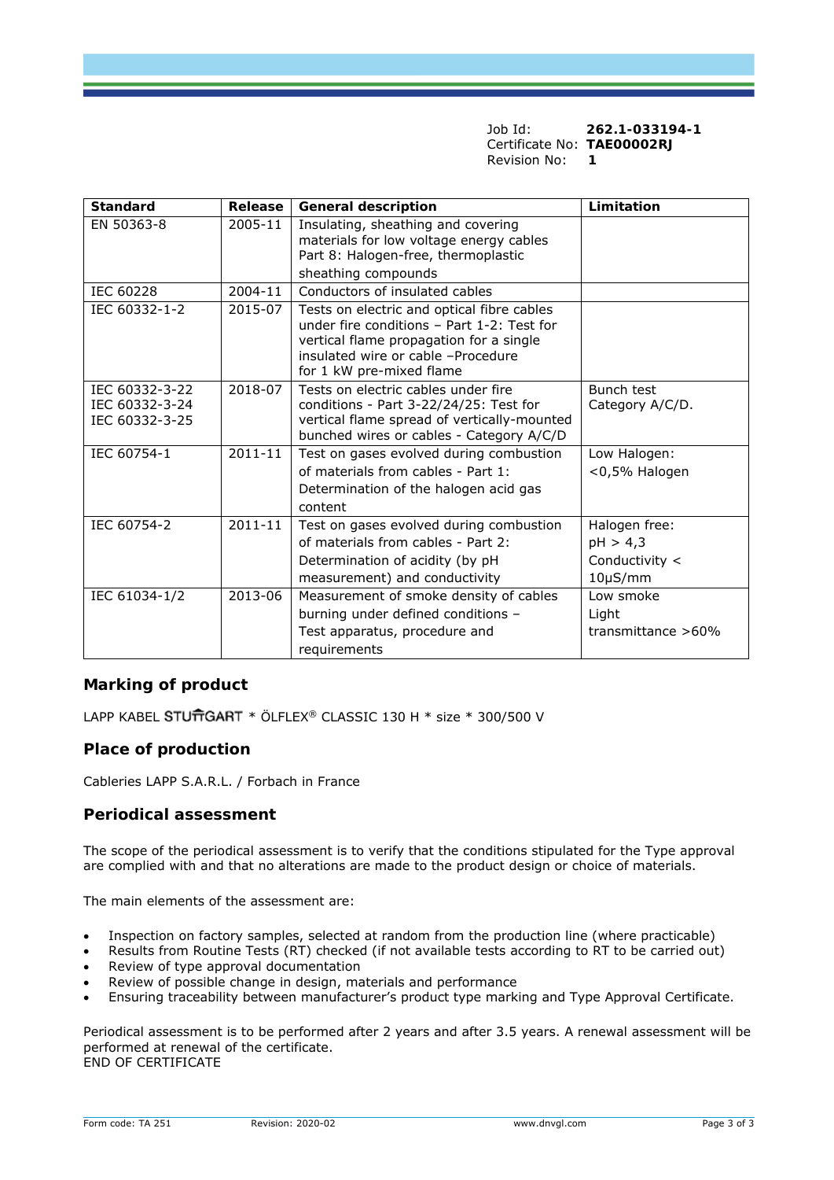Job Id: **262.1-033194-1**
Certificate No: **TAE00002RJ**
Revision No: **1**

| **Standard** | **Release** | **General description** | **Limitation** |
|---|---|---|---|
| EN 50363-8 | 2005-11 | Insulating, sheathing and covering materials for low voltage energy cables Part 8: Halogen-free, thermoplastic sheathing compounds | |
| IEC 60228 | 2004-11 | Conductors of insulated cables | |
| IEC 60332-1-2 | 2015-07 | Tests on electric and optical fibre cables under fire conditions – Part 1-2: Test for vertical flame propagation for a single insulated wire or cable –Procedure for 1 kW pre-mixed flame | |
| IEC 60332-3-22<br>IEC 60332-3-24<br>IEC 60332-3-25 | 2018-07 | Tests on electric cables under fire conditions - Part 3-22/24/25: Test for vertical flame spread of vertically-mounted bunched wires or cables - Category A/C/D | Bunch test Category A/C/D. |
| IEC 60754-1 | 2011-11 | Test on gases evolved during combustion of materials from cables - Part 1: Determination of the halogen acid gas content | Low Halogen: <0,5% Halogen |
| IEC 60754-2 | 2011-11 | Test on gases evolved during combustion of materials from cables - Part 2: Determination of acidity (by pH measurement) and conductivity | Halogen free: pH > 4,3 Conductivity < 10µS/mm |
| IEC 61034-1/2 | 2013-06 | Measurement of smoke density of cables burning under defined conditions – Test apparatus, procedure and requirements | Low smoke Light transmittance >60% |

## Marking of product

LAPP KABEL STUTTGART * ÖLFLEX® CLASSIC 130 H * size * 300/500 V

## Place of production

Cableries LAPP S.A.R.L. / Forbach in France

## Periodical assessment

The scope of the periodical assessment is to verify that the conditions stipulated for the Type approval are complied with and that no alterations are made to the product design or choice of materials.

The main elements of the assessment are:

- Inspection on factory samples, selected at random from the production line (where practicable)
- Results from Routine Tests (RT) checked (if not available tests according to RT to be carried out)
- Review of type approval documentation
- Review of possible change in design, materials and performance
- Ensuring traceability between manufacturer's product type marking and Type Approval Certificate.

Periodical assessment is to be performed after 2 years and after 3.5 years. A renewal assessment will be performed at renewal of the certificate.
END OF CERTIFICATE